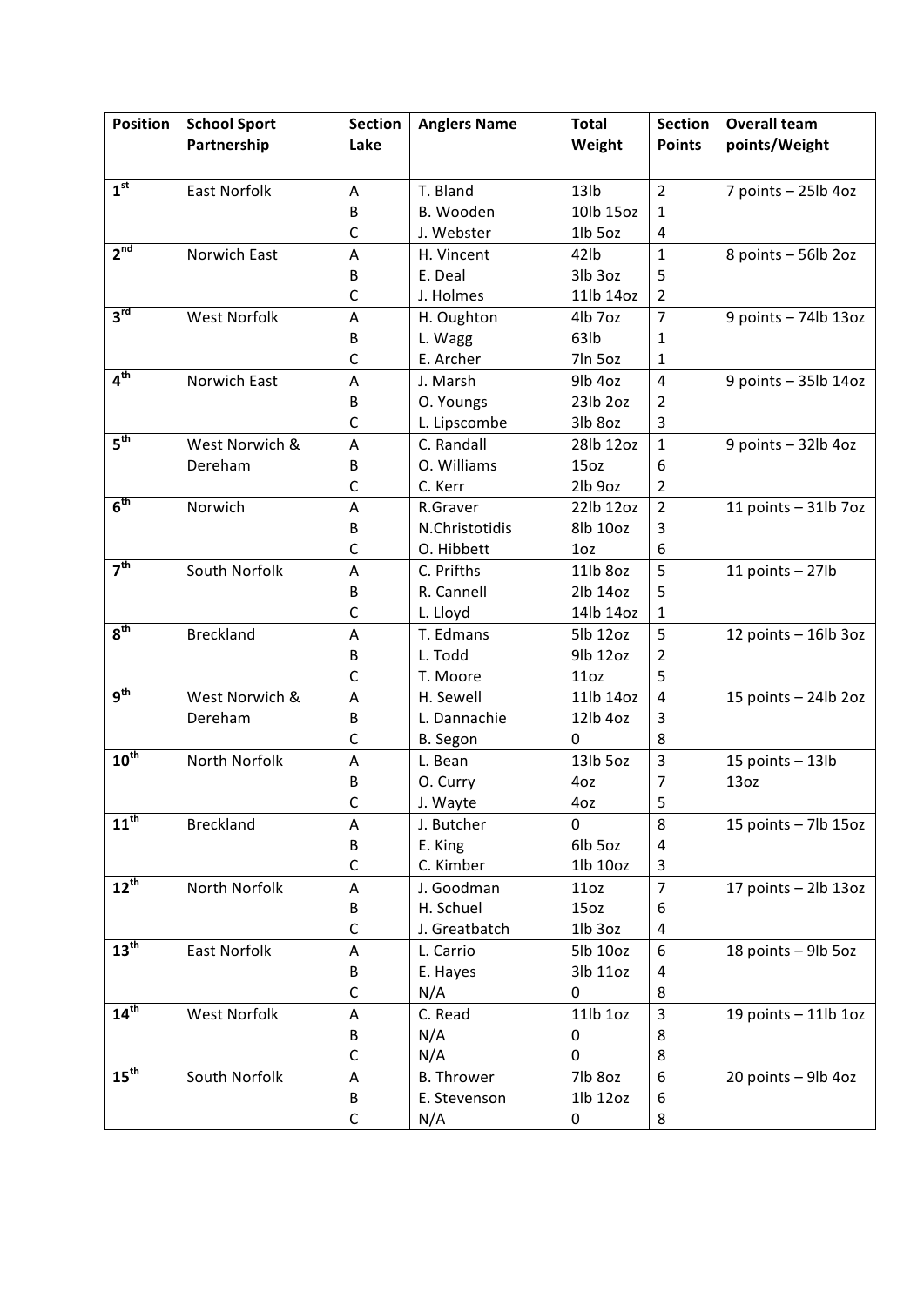| Position | School Sport Partnership | Section Lake | Anglers Name | Total Weight | Section Points | Overall team points/Weight |
|---|---|---|---|---|---|---|
| 1st | East Norfolk | A | T. Bland | 13lb | 2 | 7 points – 25lb 4oz |
| | | B | B. Wooden | 10lb 15oz | 1 | |
| | | C | J. Webster | 1lb 5oz | 4 | |
| 2nd | Norwich East | A | H. Vincent | 42lb | 1 | 8 points – 56lb 2oz |
| | | B | E. Deal | 3lb 3oz | 5 | |
| | | C | J. Holmes | 11lb 14oz | 2 | |
| 3rd | West Norfolk | A | H. Oughton | 4lb 7oz | 7 | 9 points – 74lb 13oz |
| | | B | L. Wagg | 63lb | 1 | |
| | | C | E. Archer | 7ln 5oz | 1 | |
| 4th | Norwich East | A | J. Marsh | 9lb 4oz | 4 | 9 points – 35lb 14oz |
| | | B | O. Youngs | 23lb 2oz | 2 | |
| | | C | L. Lipscombe | 3lb 8oz | 3 | |
| 5th | West Norwich & Dereham | A | C. Randall | 28lb 12oz | 1 | 9 points – 32lb 4oz |
| | | B | O. Williams | 15oz | 6 | |
| | | C | C. Kerr | 2lb 9oz | 2 | |
| 6th | Norwich | A | R.Graver | 22lb 12oz | 2 | 11 points – 31lb 7oz |
| | | B | N.Christotidis | 8lb 10oz | 3 | |
| | | C | O. Hibbett | 1oz | 6 | |
| 7th | South Norfolk | A | C. Prifths | 11lb 8oz | 5 | 11 points – 27lb |
| | | B | R. Cannell | 2lb 14oz | 5 | |
| | | C | L. Lloyd | 14lb 14oz | 1 | |
| 8th | Breckland | A | T. Edmans | 5lb 12oz | 5 | 12 points – 16lb 3oz |
| | | B | L. Todd | 9lb 12oz | 2 | |
| | | C | T. Moore | 11oz | 5 | |
| 9th | West Norwich & Dereham | A | H. Sewell | 11lb 14oz | 4 | 15 points – 24lb 2oz |
| | | B | L. Dannachie | 12lb 4oz | 3 | |
| | | C | B. Segon | 0 | 8 | |
| 10th | North Norfolk | A | L. Bean | 13lb 5oz | 3 | 15 points – 13lb 13oz |
| | | B | O. Curry | 4oz | 7 | |
| | | C | J. Wayte | 4oz | 5 | |
| 11th | Breckland | A | J. Butcher | 0 | 8 | 15 points – 7lb 15oz |
| | | B | E. King | 6lb 5oz | 4 | |
| | | C | C. Kimber | 1lb 10oz | 3 | |
| 12th | North Norfolk | A | J. Goodman | 11oz | 7 | 17 points – 2lb 13oz |
| | | B | H. Schuel | 15oz | 6 | |
| | | C | J. Greatbatch | 1lb 3oz | 4 | |
| 13th | East Norfolk | A | L. Carrio | 5lb 10oz | 6 | 18 points – 9lb 5oz |
| | | B | E. Hayes | 3lb 11oz | 4 | |
| | | C | N/A | 0 | 8 | |
| 14th | West Norfolk | A | C. Read | 11lb 1oz | 3 | 19 points – 11lb 1oz |
| | | B | N/A | 0 | 8 | |
| | | C | N/A | 0 | 8 | |
| 15th | South Norfolk | A | B. Thrower | 7lb 8oz | 6 | 20 points – 9lb 4oz |
| | | B | E. Stevenson | 1lb 12oz | 6 | |
| | | C | N/A | 0 | 8 | |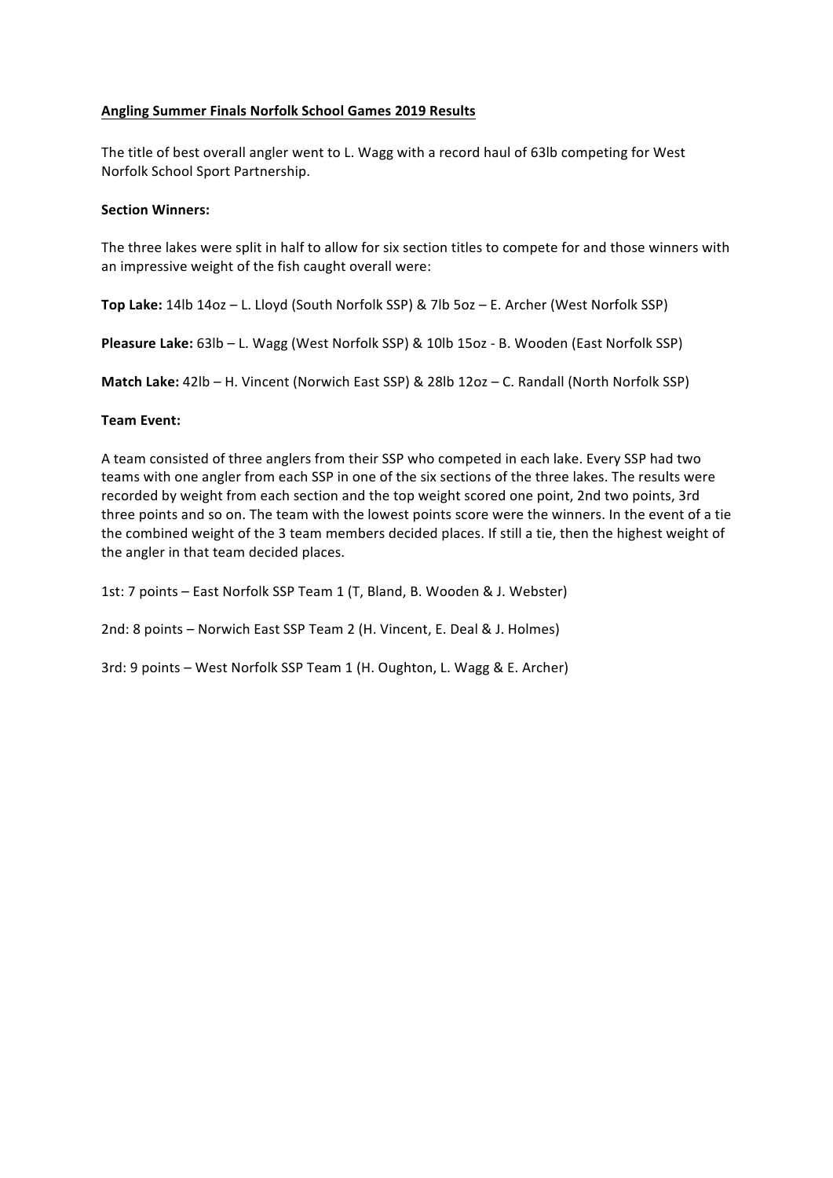# Angling Summer Finals Norfolk School Games 2019 Results

The title of best overall angler went to L. Wagg with a record haul of 63lb competing for West Norfolk School Sport Partnership.

**Section Winners:**

The three lakes were split in half to allow for six section titles to compete for and those winners with an impressive weight of the fish caught overall were:

**Top Lake:** 14lb 14oz – L. Lloyd (South Norfolk SSP) & 7lb 5oz – E. Archer (West Norfolk SSP)

**Pleasure Lake:** 63lb – L. Wagg (West Norfolk SSP) & 10lb 15oz - B. Wooden (East Norfolk SSP)

**Match Lake:** 42lb – H. Vincent (Norwich East SSP) & 28lb 12oz – C. Randall (North Norfolk SSP)

**Team Event:**

A team consisted of three anglers from their SSP who competed in each lake. Every SSP had two teams with one angler from each SSP in one of the six sections of the three lakes. The results were recorded by weight from each section and the top weight scored one point, 2nd two points, 3rd three points and so on. The team with the lowest points score were the winners. In the event of a tie the combined weight of the 3 team members decided places. If still a tie, then the highest weight of the angler in that team decided places.

1st: 7 points – East Norfolk SSP Team 1 (T, Bland, B. Wooden & J. Webster)

2nd: 8 points – Norwich East SSP Team 2 (H. Vincent, E. Deal & J. Holmes)

3rd: 9 points – West Norfolk SSP Team 1 (H. Oughton, L. Wagg & E. Archer)